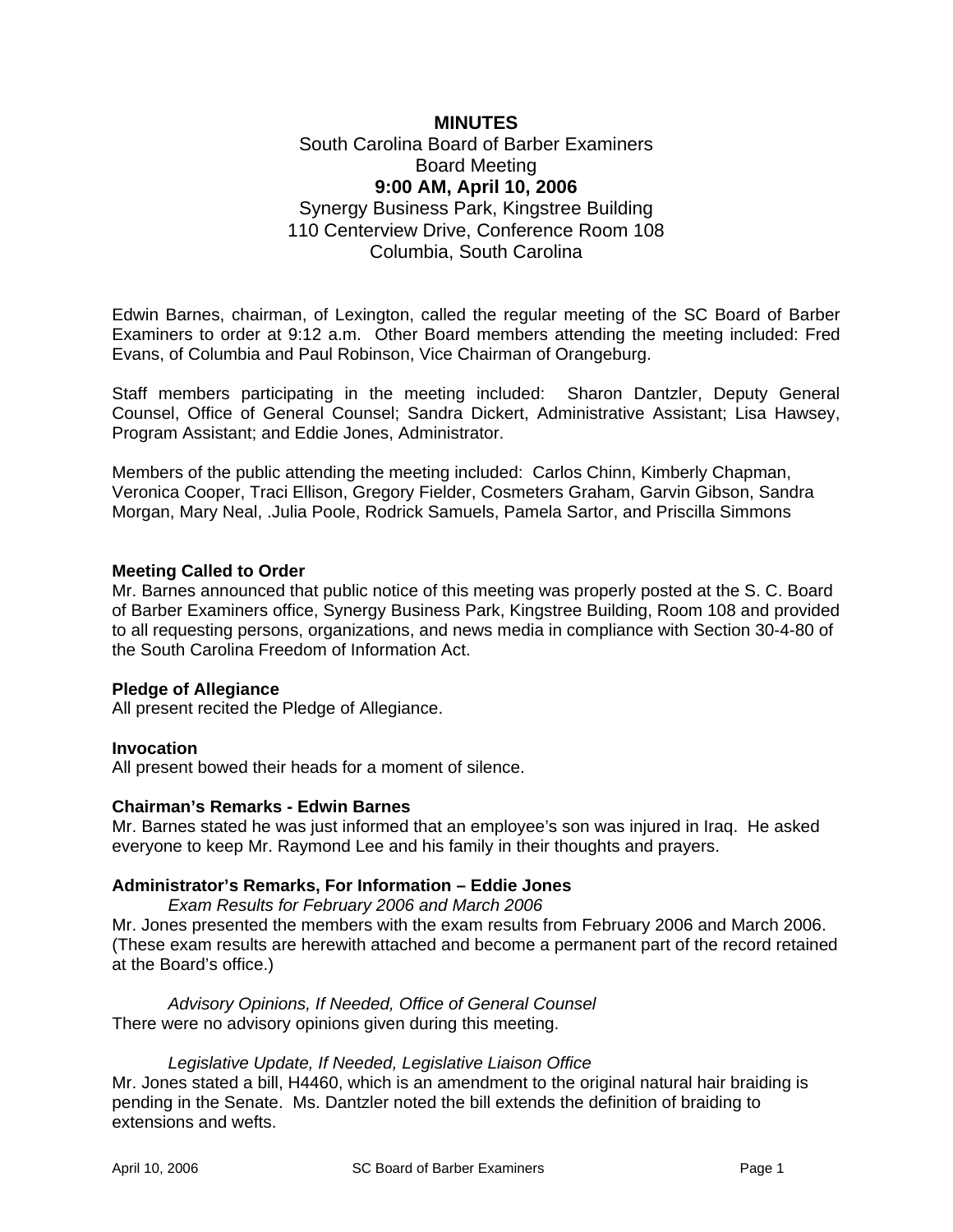# MINUTES

South Carolina Board of Barber Examiners
Board Meeting
**9:00 AM, April 10, 2006**
Synergy Business Park, Kingstree Building
110 Centerview Drive, Conference Room 108
Columbia, South Carolina

Edwin Barnes, chairman, of Lexington, called the regular meeting of the SC Board of Barber Examiners to order at 9:12 a.m. Other Board members attending the meeting included: Fred Evans, of Columbia and Paul Robinson, Vice Chairman of Orangeburg.

Staff members participating in the meeting included: Sharon Dantzler, Deputy General Counsel, Office of General Counsel; Sandra Dickert, Administrative Assistant; Lisa Hawsey, Program Assistant; and Eddie Jones, Administrator.

Members of the public attending the meeting included: Carlos Chinn, Kimberly Chapman, Veronica Cooper, Traci Ellison, Gregory Fielder, Cosmeters Graham, Garvin Gibson, Sandra Morgan, Mary Neal, .Julia Poole, Rodrick Samuels, Pamela Sartor, and Priscilla Simmons

**Meeting Called to Order**
Mr. Barnes announced that public notice of this meeting was properly posted at the S. C. Board of Barber Examiners office, Synergy Business Park, Kingstree Building, Room 108 and provided to all requesting persons, organizations, and news media in compliance with Section 30-4-80 of the South Carolina Freedom of Information Act.

**Pledge of Allegiance**
All present recited the Pledge of Allegiance.

**Invocation**
All present bowed their heads for a moment of silence.

**Chairman's Remarks - Edwin Barnes**
Mr. Barnes stated he was just informed that an employee's son was injured in Iraq. He asked everyone to keep Mr. Raymond Lee and his family in their thoughts and prayers.

**Administrator's Remarks, For Information – Eddie Jones**

*Exam Results for February 2006 and March 2006*
Mr. Jones presented the members with the exam results from February 2006 and March 2006. (These exam results are herewith attached and become a permanent part of the record retained at the Board's office.)

*Advisory Opinions, If Needed, Office of General Counsel*
There were no advisory opinions given during this meeting.

*Legislative Update, If Needed, Legislative Liaison Office*
Mr. Jones stated a bill, H4460, which is an amendment to the original natural hair braiding is pending in the Senate. Ms. Dantzler noted the bill extends the definition of braiding to extensions and wefts.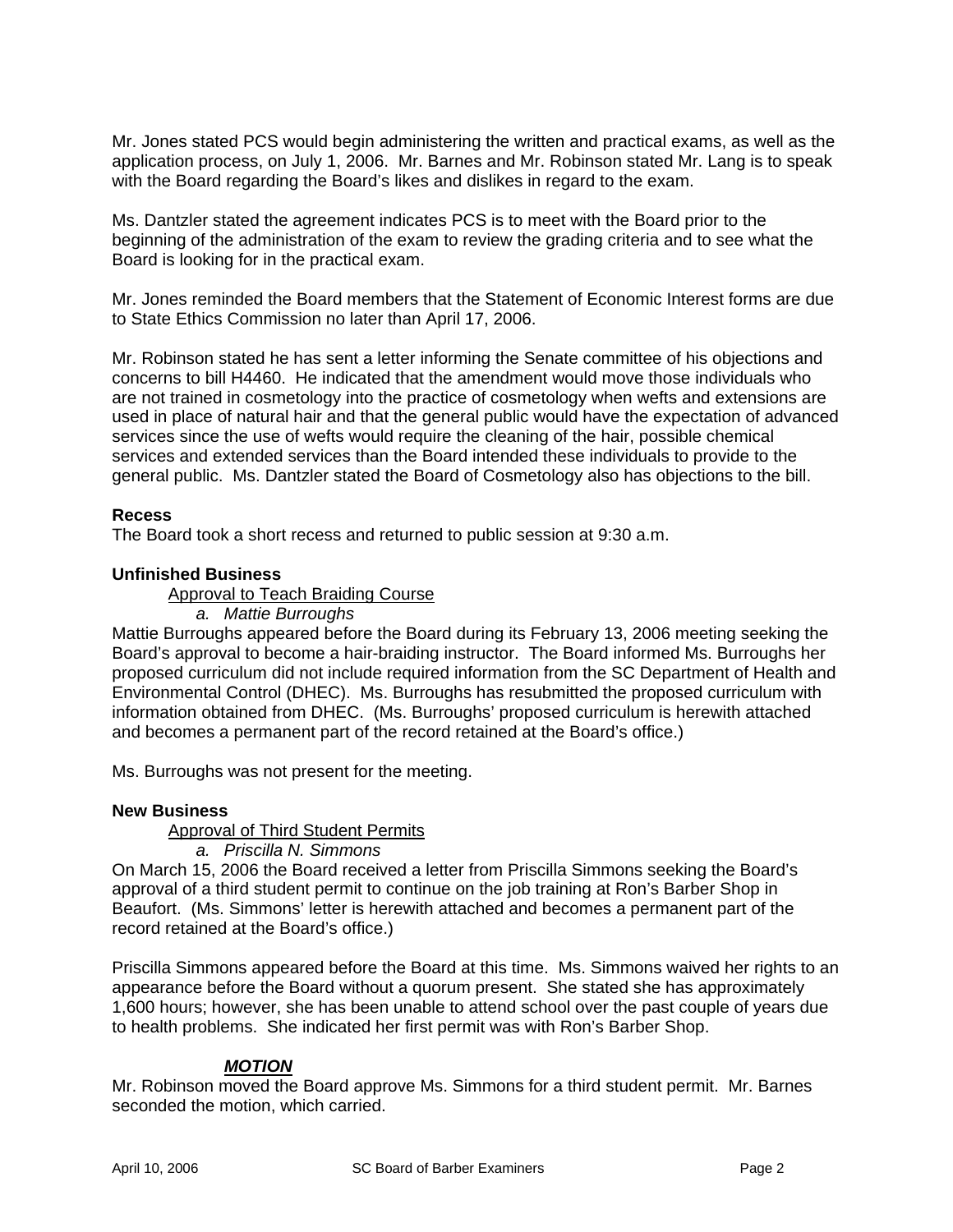Mr. Jones stated PCS would begin administering the written and practical exams, as well as the application process, on July 1, 2006. Mr. Barnes and Mr. Robinson stated Mr. Lang is to speak with the Board regarding the Board's likes and dislikes in regard to the exam.

Ms. Dantzler stated the agreement indicates PCS is to meet with the Board prior to the beginning of the administration of the exam to review the grading criteria and to see what the Board is looking for in the practical exam.

Mr. Jones reminded the Board members that the Statement of Economic Interest forms are due to State Ethics Commission no later than April 17, 2006.

Mr. Robinson stated he has sent a letter informing the Senate committee of his objections and concerns to bill H4460. He indicated that the amendment would move those individuals who are not trained in cosmetology into the practice of cosmetology when wefts and extensions are used in place of natural hair and that the general public would have the expectation of advanced services since the use of wefts would require the cleaning of the hair, possible chemical services and extended services than the Board intended these individuals to provide to the general public. Ms. Dantzler stated the Board of Cosmetology also has objections to the bill.

**Recess**

The Board took a short recess and returned to public session at 9:30 a.m.

**Unfinished Business**

Approval to Teach Braiding Course

*a. Mattie Burroughs*

Mattie Burroughs appeared before the Board during its February 13, 2006 meeting seeking the Board's approval to become a hair-braiding instructor. The Board informed Ms. Burroughs her proposed curriculum did not include required information from the SC Department of Health and Environmental Control (DHEC). Ms. Burroughs has resubmitted the proposed curriculum with information obtained from DHEC. (Ms. Burroughs' proposed curriculum is herewith attached and becomes a permanent part of the record retained at the Board's office.)

Ms. Burroughs was not present for the meeting.

**New Business**

Approval of Third Student Permits

*a. Priscilla N. Simmons*

On March 15, 2006 the Board received a letter from Priscilla Simmons seeking the Board's approval of a third student permit to continue on the job training at Ron's Barber Shop in Beaufort. (Ms. Simmons' letter is herewith attached and becomes a permanent part of the record retained at the Board's office.)

Priscilla Simmons appeared before the Board at this time. Ms. Simmons waived her rights to an appearance before the Board without a quorum present. She stated she has approximately 1,600 hours; however, she has been unable to attend school over the past couple of years due to health problems. She indicated her first permit was with Ron's Barber Shop.

***MOTION***

Mr. Robinson moved the Board approve Ms. Simmons for a third student permit. Mr. Barnes seconded the motion, which carried.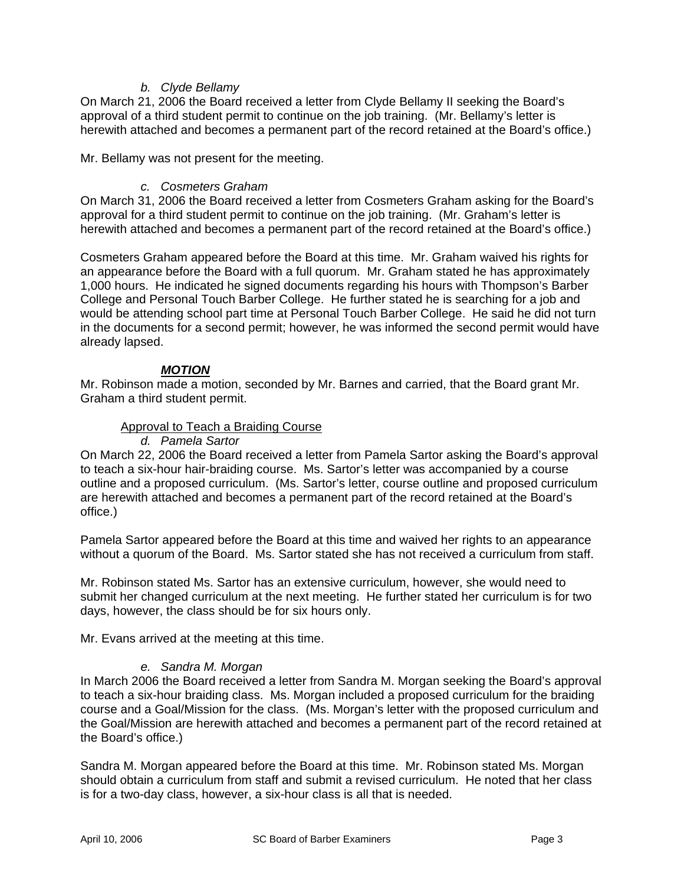*b. Clyde Bellamy*

On March 21, 2006 the Board received a letter from Clyde Bellamy II seeking the Board's approval of a third student permit to continue on the job training. (Mr. Bellamy's letter is herewith attached and becomes a permanent part of the record retained at the Board's office.)

Mr. Bellamy was not present for the meeting.

*c. Cosmeters Graham*

On March 31, 2006 the Board received a letter from Cosmeters Graham asking for the Board's approval for a third student permit to continue on the job training. (Mr. Graham's letter is herewith attached and becomes a permanent part of the record retained at the Board's office.)

Cosmeters Graham appeared before the Board at this time. Mr. Graham waived his rights for an appearance before the Board with a full quorum. Mr. Graham stated he has approximately 1,000 hours. He indicated he signed documents regarding his hours with Thompson's Barber College and Personal Touch Barber College. He further stated he is searching for a job and would be attending school part time at Personal Touch Barber College. He said he did not turn in the documents for a second permit; however, he was informed the second permit would have already lapsed.

***MOTION***

Mr. Robinson made a motion, seconded by Mr. Barnes and carried, that the Board grant Mr. Graham a third student permit.

Approval to Teach a Braiding Course

*d. Pamela Sartor*

On March 22, 2006 the Board received a letter from Pamela Sartor asking the Board's approval to teach a six-hour hair-braiding course. Ms. Sartor's letter was accompanied by a course outline and a proposed curriculum. (Ms. Sartor's letter, course outline and proposed curriculum are herewith attached and becomes a permanent part of the record retained at the Board's office.)

Pamela Sartor appeared before the Board at this time and waived her rights to an appearance without a quorum of the Board. Ms. Sartor stated she has not received a curriculum from staff.

Mr. Robinson stated Ms. Sartor has an extensive curriculum, however, she would need to submit her changed curriculum at the next meeting. He further stated her curriculum is for two days, however, the class should be for six hours only.

Mr. Evans arrived at the meeting at this time.

*e. Sandra M. Morgan*

In March 2006 the Board received a letter from Sandra M. Morgan seeking the Board's approval to teach a six-hour braiding class. Ms. Morgan included a proposed curriculum for the braiding course and a Goal/Mission for the class. (Ms. Morgan's letter with the proposed curriculum and the Goal/Mission are herewith attached and becomes a permanent part of the record retained at the Board's office.)

Sandra M. Morgan appeared before the Board at this time. Mr. Robinson stated Ms. Morgan should obtain a curriculum from staff and submit a revised curriculum. He noted that her class is for a two-day class, however, a six-hour class is all that is needed.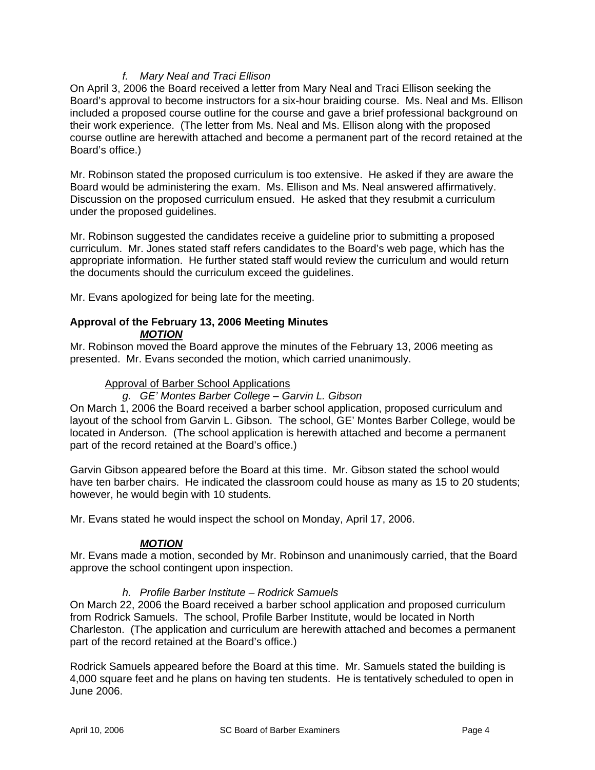*f. Mary Neal and Traci Ellison*

On April 3, 2006 the Board received a letter from Mary Neal and Traci Ellison seeking the Board's approval to become instructors for a six-hour braiding course. Ms. Neal and Ms. Ellison included a proposed course outline for the course and gave a brief professional background on their work experience. (The letter from Ms. Neal and Ms. Ellison along with the proposed course outline are herewith attached and become a permanent part of the record retained at the Board's office.)

Mr. Robinson stated the proposed curriculum is too extensive. He asked if they are aware the Board would be administering the exam. Ms. Ellison and Ms. Neal answered affirmatively. Discussion on the proposed curriculum ensued. He asked that they resubmit a curriculum under the proposed guidelines.

Mr. Robinson suggested the candidates receive a guideline prior to submitting a proposed curriculum. Mr. Jones stated staff refers candidates to the Board's web page, which has the appropriate information. He further stated staff would review the curriculum and would return the documents should the curriculum exceed the guidelines.

Mr. Evans apologized for being late for the meeting.

**Approval of the February 13, 2006 Meeting Minutes**

***MOTION***

Mr. Robinson moved the Board approve the minutes of the February 13, 2006 meeting as presented. Mr. Evans seconded the motion, which carried unanimously.

Approval of Barber School Applications

*g. GE' Montes Barber College – Garvin L. Gibson*

On March 1, 2006 the Board received a barber school application, proposed curriculum and layout of the school from Garvin L. Gibson. The school, GE' Montes Barber College, would be located in Anderson. (The school application is herewith attached and become a permanent part of the record retained at the Board's office.)

Garvin Gibson appeared before the Board at this time. Mr. Gibson stated the school would have ten barber chairs. He indicated the classroom could house as many as 15 to 20 students; however, he would begin with 10 students.

Mr. Evans stated he would inspect the school on Monday, April 17, 2006.

***MOTION***

Mr. Evans made a motion, seconded by Mr. Robinson and unanimously carried, that the Board approve the school contingent upon inspection.

*h. Profile Barber Institute – Rodrick Samuels*

On March 22, 2006 the Board received a barber school application and proposed curriculum from Rodrick Samuels. The school, Profile Barber Institute, would be located in North Charleston. (The application and curriculum are herewith attached and becomes a permanent part of the record retained at the Board's office.)

Rodrick Samuels appeared before the Board at this time. Mr. Samuels stated the building is 4,000 square feet and he plans on having ten students. He is tentatively scheduled to open in June 2006.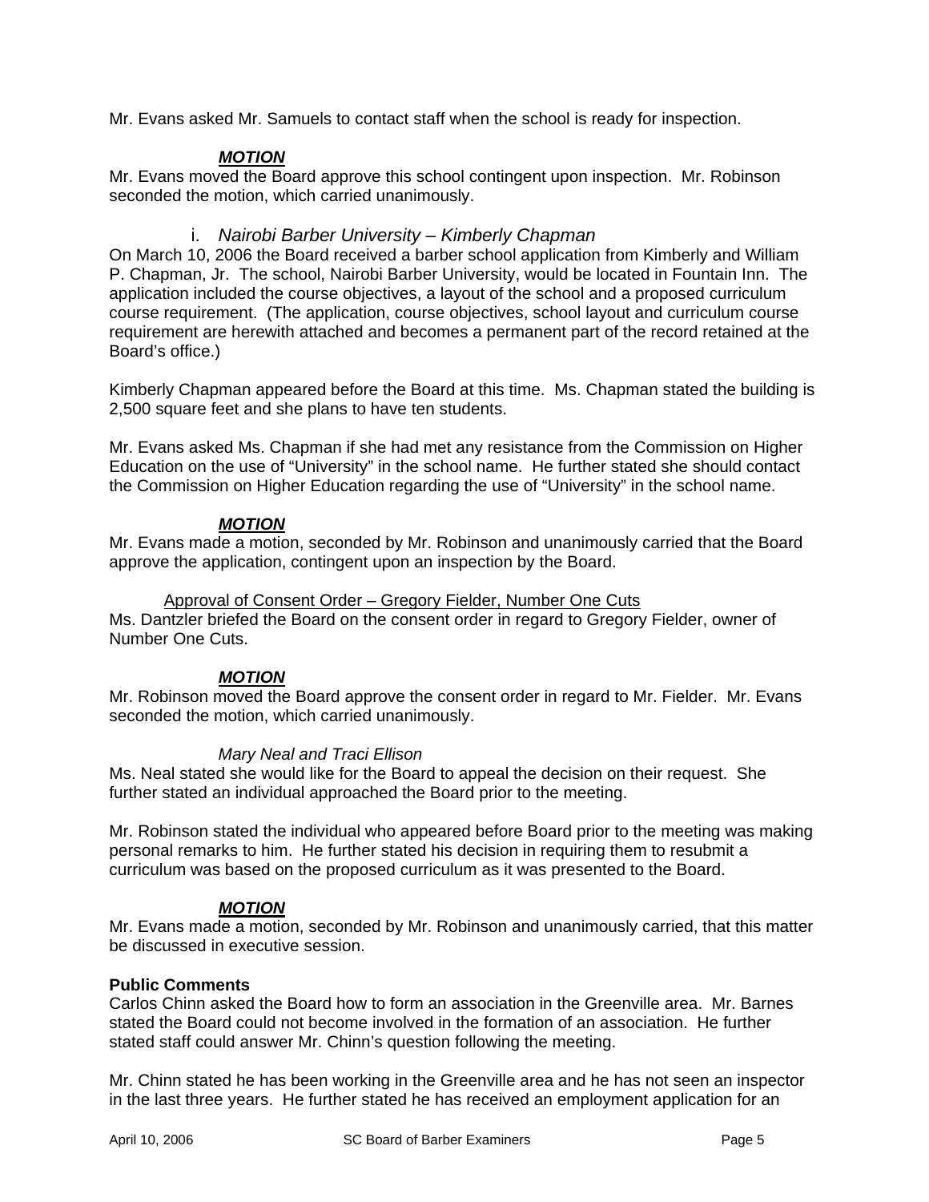Mr. Evans asked Mr. Samuels to contact staff when the school is ready for inspection.

***MOTION***

Mr. Evans moved the Board approve this school contingent upon inspection. Mr. Robinson seconded the motion, which carried unanimously.

i. *Nairobi Barber University – Kimberly Chapman*

On March 10, 2006 the Board received a barber school application from Kimberly and William P. Chapman, Jr. The school, Nairobi Barber University, would be located in Fountain Inn. The application included the course objectives, a layout of the school and a proposed curriculum course requirement. (The application, course objectives, school layout and curriculum course requirement are herewith attached and becomes a permanent part of the record retained at the Board's office.)

Kimberly Chapman appeared before the Board at this time. Ms. Chapman stated the building is 2,500 square feet and she plans to have ten students.

Mr. Evans asked Ms. Chapman if she had met any resistance from the Commission on Higher Education on the use of "University" in the school name. He further stated she should contact the Commission on Higher Education regarding the use of "University" in the school name.

***MOTION***

Mr. Evans made a motion, seconded by Mr. Robinson and unanimously carried that the Board approve the application, contingent upon an inspection by the Board.

<u>Approval of Consent Order – Gregory Fielder, Number One Cuts</u>

Ms. Dantzler briefed the Board on the consent order in regard to Gregory Fielder, owner of Number One Cuts.

***MOTION***

Mr. Robinson moved the Board approve the consent order in regard to Mr. Fielder. Mr. Evans seconded the motion, which carried unanimously.

*Mary Neal and Traci Ellison*

Ms. Neal stated she would like for the Board to appeal the decision on their request. She further stated an individual approached the Board prior to the meeting.

Mr. Robinson stated the individual who appeared before Board prior to the meeting was making personal remarks to him. He further stated his decision in requiring them to resubmit a curriculum was based on the proposed curriculum as it was presented to the Board.

***MOTION***

Mr. Evans made a motion, seconded by Mr. Robinson and unanimously carried, that this matter be discussed in executive session.

**Public Comments**

Carlos Chinn asked the Board how to form an association in the Greenville area. Mr. Barnes stated the Board could not become involved in the formation of an association. He further stated staff could answer Mr. Chinn's question following the meeting.

Mr. Chinn stated he has been working in the Greenville area and he has not seen an inspector in the last three years. He further stated he has received an employment application for an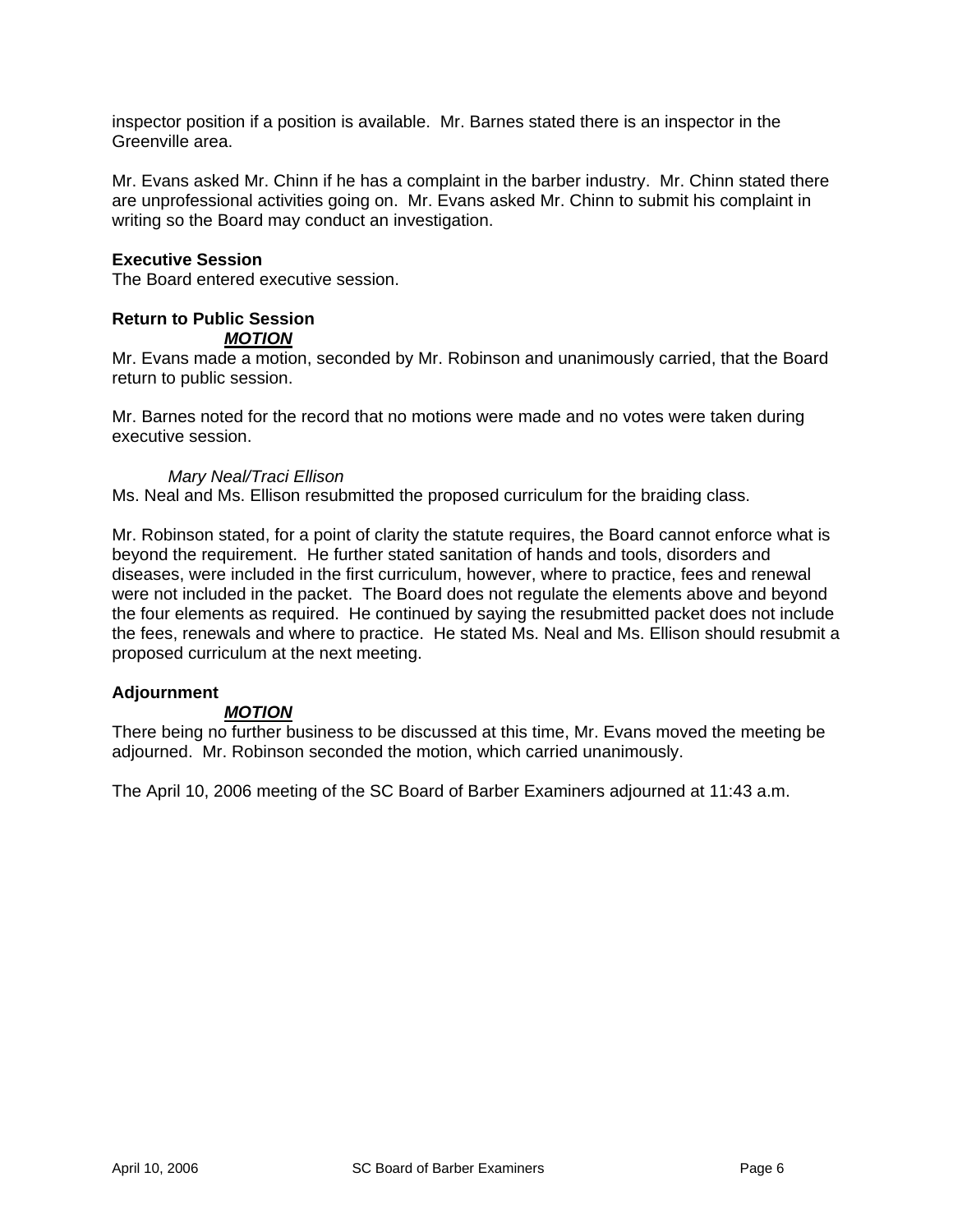inspector position if a position is available. Mr. Barnes stated there is an inspector in the Greenville area.

Mr. Evans asked Mr. Chinn if he has a complaint in the barber industry. Mr. Chinn stated there are unprofessional activities going on. Mr. Evans asked Mr. Chinn to submit his complaint in writing so the Board may conduct an investigation.

**Executive Session**

The Board entered executive session.

**Return to Public Session**

***MOTION***

Mr. Evans made a motion, seconded by Mr. Robinson and unanimously carried, that the Board return to public session.

Mr. Barnes noted for the record that no motions were made and no votes were taken during executive session.

*Mary Neal/Traci Ellison*

Ms. Neal and Ms. Ellison resubmitted the proposed curriculum for the braiding class.

Mr. Robinson stated, for a point of clarity the statute requires, the Board cannot enforce what is beyond the requirement. He further stated sanitation of hands and tools, disorders and diseases, were included in the first curriculum, however, where to practice, fees and renewal were not included in the packet. The Board does not regulate the elements above and beyond the four elements as required. He continued by saying the resubmitted packet does not include the fees, renewals and where to practice. He stated Ms. Neal and Ms. Ellison should resubmit a proposed curriculum at the next meeting.

**Adjournment**

***MOTION***

There being no further business to be discussed at this time, Mr. Evans moved the meeting be adjourned. Mr. Robinson seconded the motion, which carried unanimously.

The April 10, 2006 meeting of the SC Board of Barber Examiners adjourned at 11:43 a.m.